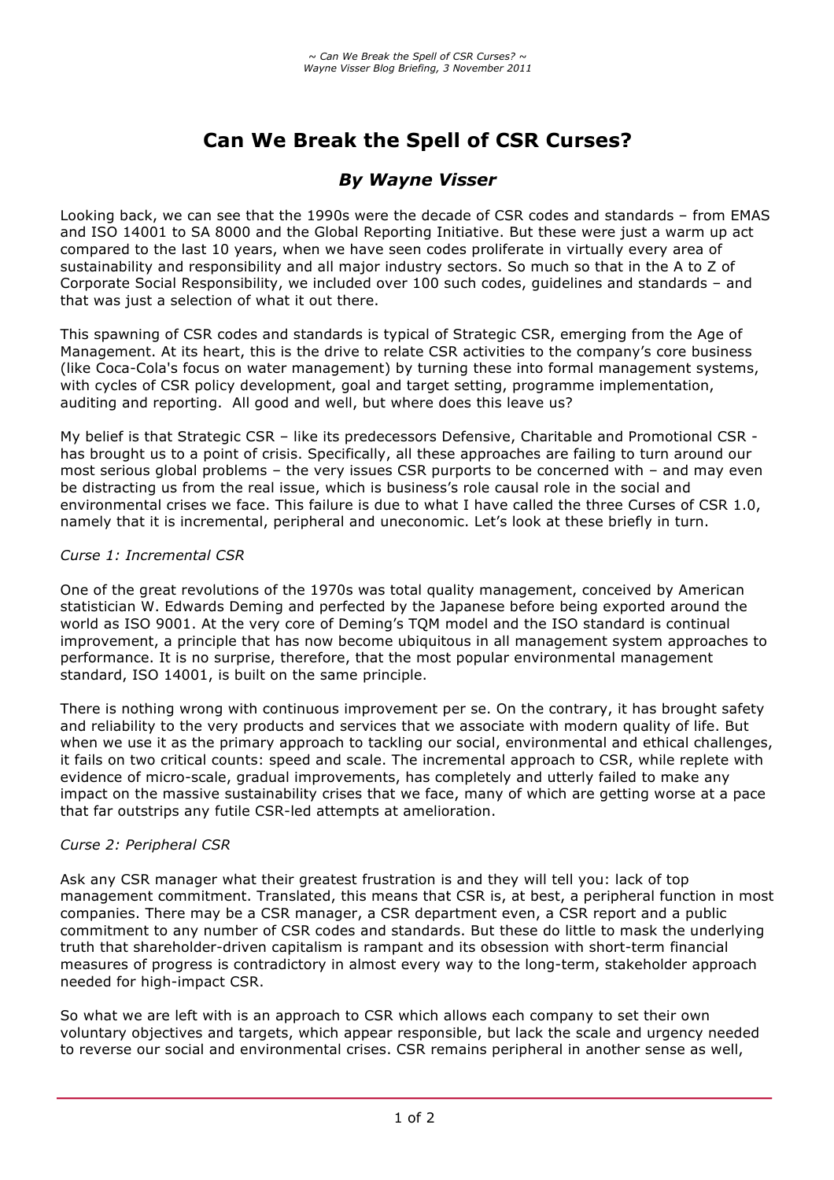# Can We Break the Spell of CSR Curses?

## *By Wayne Visser*

Looking back, we can see that the 1990s were the decade of CSR codes and standards – from EMAS and ISO 14001 to SA 8000 and the Global Reporting Initiative. But these were just a warm up act compared to the last 10 years, when we have seen codes proliferate in virtually every area of sustainability and responsibility and all major industry sectors. So much so that in the A to Z of Corporate Social Responsibility, we included over 100 such codes, guidelines and standards – and that was just a selection of what it out there.

This spawning of CSR codes and standards is typical of Strategic CSR, emerging from the Age of Management. At its heart, this is the drive to relate CSR activities to the company's core business (like Coca-Cola's focus on water management) by turning these into formal management systems, with cycles of CSR policy development, goal and target setting, programme implementation, auditing and reporting. All good and well, but where does this leave us?

My belief is that Strategic CSR – like its predecessors Defensive, Charitable and Promotional CSR - has brought us to a point of crisis. Specifically, all these approaches are failing to turn around our most serious global problems – the very issues CSR purports to be concerned with – and may even be distracting us from the real issue, which is business's role causal role in the social and environmental crises we face. This failure is due to what I have called the three Curses of CSR 1.0, namely that it is incremental, peripheral and uneconomic. Let's look at these briefly in turn.

*Curse 1: Incremental CSR*

One of the great revolutions of the 1970s was total quality management, conceived by American statistician W. Edwards Deming and perfected by the Japanese before being exported around the world as ISO 9001. At the very core of Deming's TQM model and the ISO standard is continual improvement, a principle that has now become ubiquitous in all management system approaches to performance. It is no surprise, therefore, that the most popular environmental management standard, ISO 14001, is built on the same principle.

There is nothing wrong with continuous improvement per se. On the contrary, it has brought safety and reliability to the very products and services that we associate with modern quality of life. But when we use it as the primary approach to tackling our social, environmental and ethical challenges, it fails on two critical counts: speed and scale. The incremental approach to CSR, while replete with evidence of micro-scale, gradual improvements, has completely and utterly failed to make any impact on the massive sustainability crises that we face, many of which are getting worse at a pace that far outstrips any futile CSR-led attempts at amelioration.

*Curse 2: Peripheral CSR*

Ask any CSR manager what their greatest frustration is and they will tell you: lack of top management commitment. Translated, this means that CSR is, at best, a peripheral function in most companies. There may be a CSR manager, a CSR department even, a CSR report and a public commitment to any number of CSR codes and standards. But these do little to mask the underlying truth that shareholder-driven capitalism is rampant and its obsession with short-term financial measures of progress is contradictory in almost every way to the long-term, stakeholder approach needed for high-impact CSR.

So what we are left with is an approach to CSR which allows each company to set their own voluntary objectives and targets, which appear responsible, but lack the scale and urgency needed to reverse our social and environmental crises. CSR remains peripheral in another sense as well,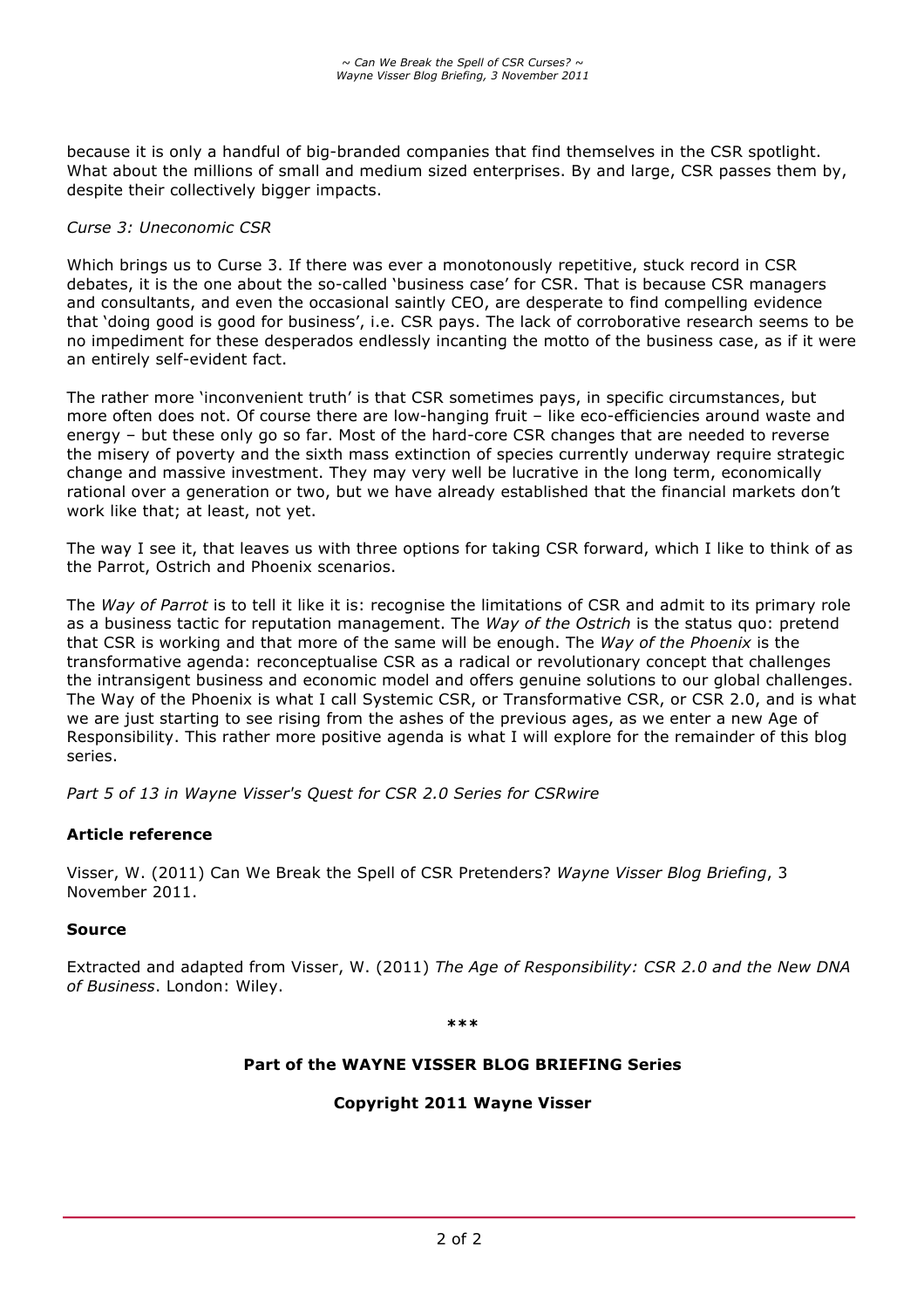because it is only a handful of big-branded companies that find themselves in the CSR spotlight. What about the millions of small and medium sized enterprises. By and large, CSR passes them by, despite their collectively bigger impacts.

*Curse 3: Uneconomic CSR*

Which brings us to Curse 3. If there was ever a monotonously repetitive, stuck record in CSR debates, it is the one about the so-called 'business case' for CSR. That is because CSR managers and consultants, and even the occasional saintly CEO, are desperate to find compelling evidence that 'doing good is good for business', i.e. CSR pays. The lack of corroborative research seems to be no impediment for these desperados endlessly incanting the motto of the business case, as if it were an entirely self-evident fact.

The rather more 'inconvenient truth' is that CSR sometimes pays, in specific circumstances, but more often does not. Of course there are low-hanging fruit – like eco-efficiencies around waste and energy – but these only go so far. Most of the hard-core CSR changes that are needed to reverse the misery of poverty and the sixth mass extinction of species currently underway require strategic change and massive investment. They may very well be lucrative in the long term, economically rational over a generation or two, but we have already established that the financial markets don't work like that; at least, not yet.

The way I see it, that leaves us with three options for taking CSR forward, which I like to think of as the Parrot, Ostrich and Phoenix scenarios.

The *Way of Parrot* is to tell it like it is: recognise the limitations of CSR and admit to its primary role as a business tactic for reputation management. The *Way of the Ostrich* is the status quo: pretend that CSR is working and that more of the same will be enough. The *Way of the Phoenix* is the transformative agenda: reconceptualise CSR as a radical or revolutionary concept that challenges the intransigent business and economic model and offers genuine solutions to our global challenges. The Way of the Phoenix is what I call Systemic CSR, or Transformative CSR, or CSR 2.0, and is what we are just starting to see rising from the ashes of the previous ages, as we enter a new Age of Responsibility. This rather more positive agenda is what I will explore for the remainder of this blog series.

*Part 5 of 13 in Wayne Visser's Quest for CSR 2.0 Series for CSRwire*

**Article reference**

Visser, W. (2011) Can We Break the Spell of CSR Pretenders? *Wayne Visser Blog Briefing*, 3 November 2011.

**Source**

Extracted and adapted from Visser, W. (2011) *The Age of Responsibility: CSR 2.0 and the New DNA of Business*. London: Wiley.

***

**Part of the WAYNE VISSER BLOG BRIEFING Series**

**Copyright 2011 Wayne Visser**